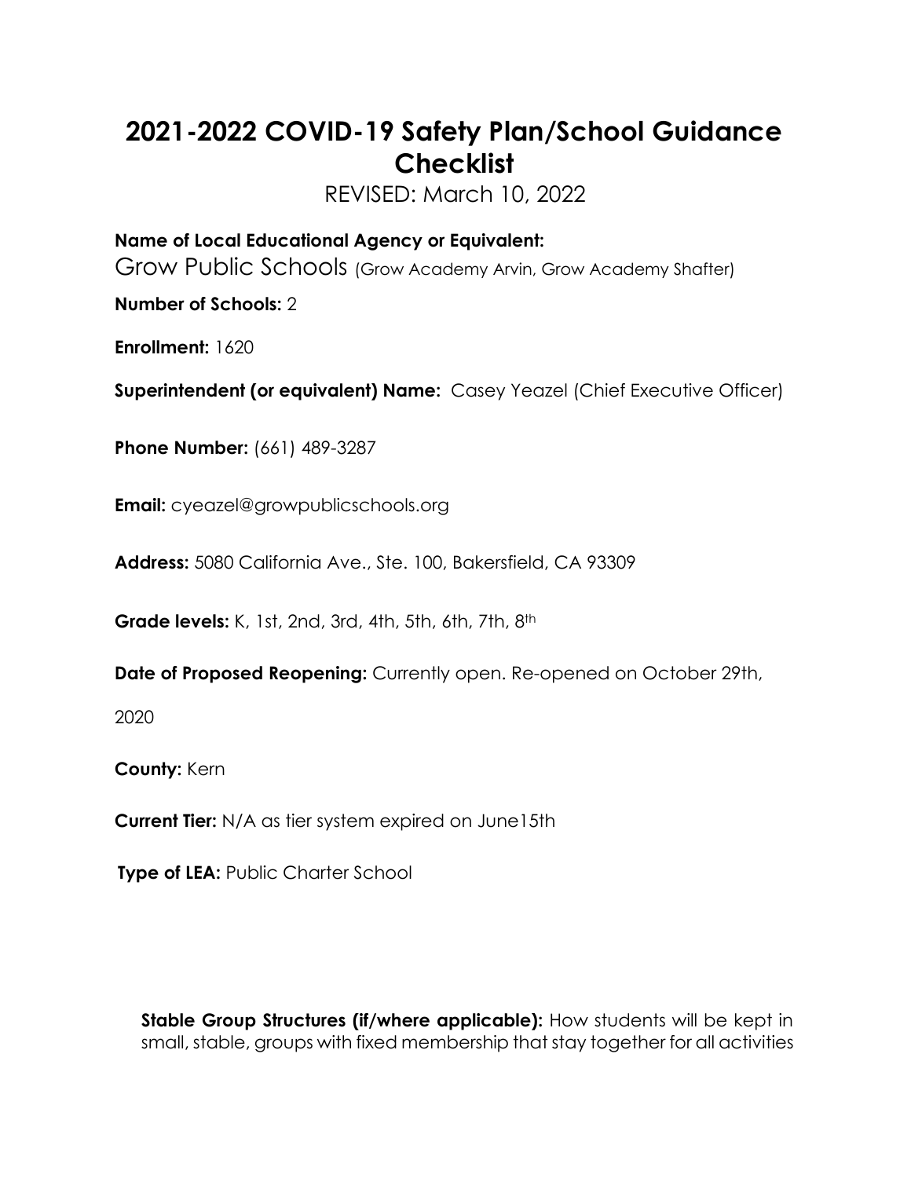# 2021-2022 COVID-19 Safety Plan/School Guidance Checklist

REVISED: March 10, 2022

**Name of Local Educational Agency or Equivalent:**
Grow Public Schools (Grow Academy Arvin, Grow Academy Shafter)

**Number of Schools:** 2

**Enrollment:** 1620

**Superintendent (or equivalent) Name:** Casey Yeazel (Chief Executive Officer)

**Phone Number:** (661) 489-3287

**Email:** cyeazel@growpublicschools.org

**Address:** 5080 California Ave., Ste. 100, Bakersfield, CA 93309

**Grade levels:** K, 1st, 2nd, 3rd, 4th, 5th, 6th, 7th, 8th

**Date of Proposed Reopening:** Currently open. Re-opened on October 29th, 2020

**County:** Kern

**Current Tier:** N/A as tier system expired on June15th

**Type of LEA:** Public Charter School

**Stable Group Structures (if/where applicable):** How students will be kept in small, stable, groups with fixed membership that stay together for all activities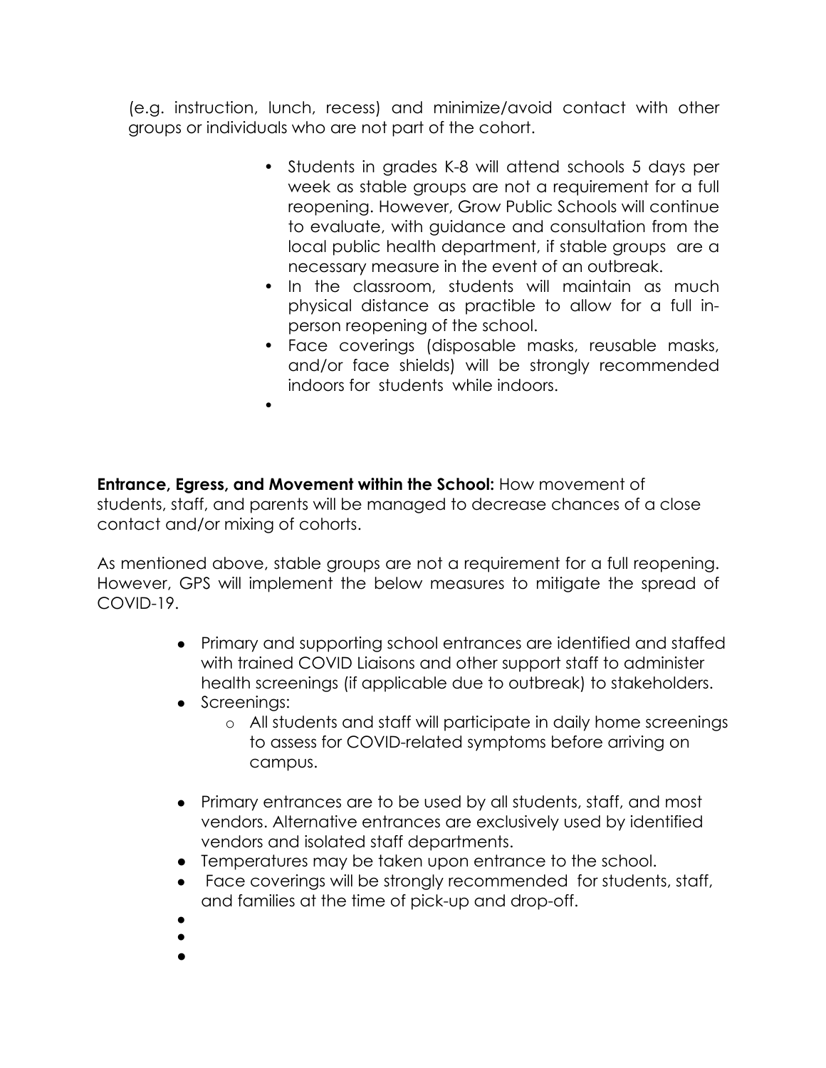(e.g. instruction, lunch, recess) and minimize/avoid contact with other groups or individuals who are not part of the cohort.

- Students in grades K-8 will attend schools 5 days per week as stable groups are not a requirement for a full reopening. However, Grow Public Schools will continue to evaluate, with guidance and consultation from the local public health department, if stable groups are a necessary measure in the event of an outbreak.
- In the classroom, students will maintain as much physical distance as practible to allow for a full in-person reopening of the school.
- Face coverings (disposable masks, reusable masks, and/or face shields) will be strongly recommended indoors for students while indoors.

**Entrance, Egress, and Movement within the School:** How movement of students, staff, and parents will be managed to decrease chances of a close contact and/or mixing of cohorts.

As mentioned above, stable groups are not a requirement for a full reopening. However, GPS will implement the below measures to mitigate the spread of COVID-19.

- Primary and supporting school entrances are identified and staffed with trained COVID Liaisons and other support staff to administer health screenings (if applicable due to outbreak) to stakeholders.
- Screenings:
    - All students and staff will participate in daily home screenings to assess for COVID-related symptoms before arriving on campus.
- Primary entrances are to be used by all students, staff, and most vendors. Alternative entrances are exclusively used by identified vendors and isolated staff departments.
- Temperatures may be taken upon entrance to the school.
- Face coverings will be strongly recommended for students, staff, and families at the time of pick-up and drop-off.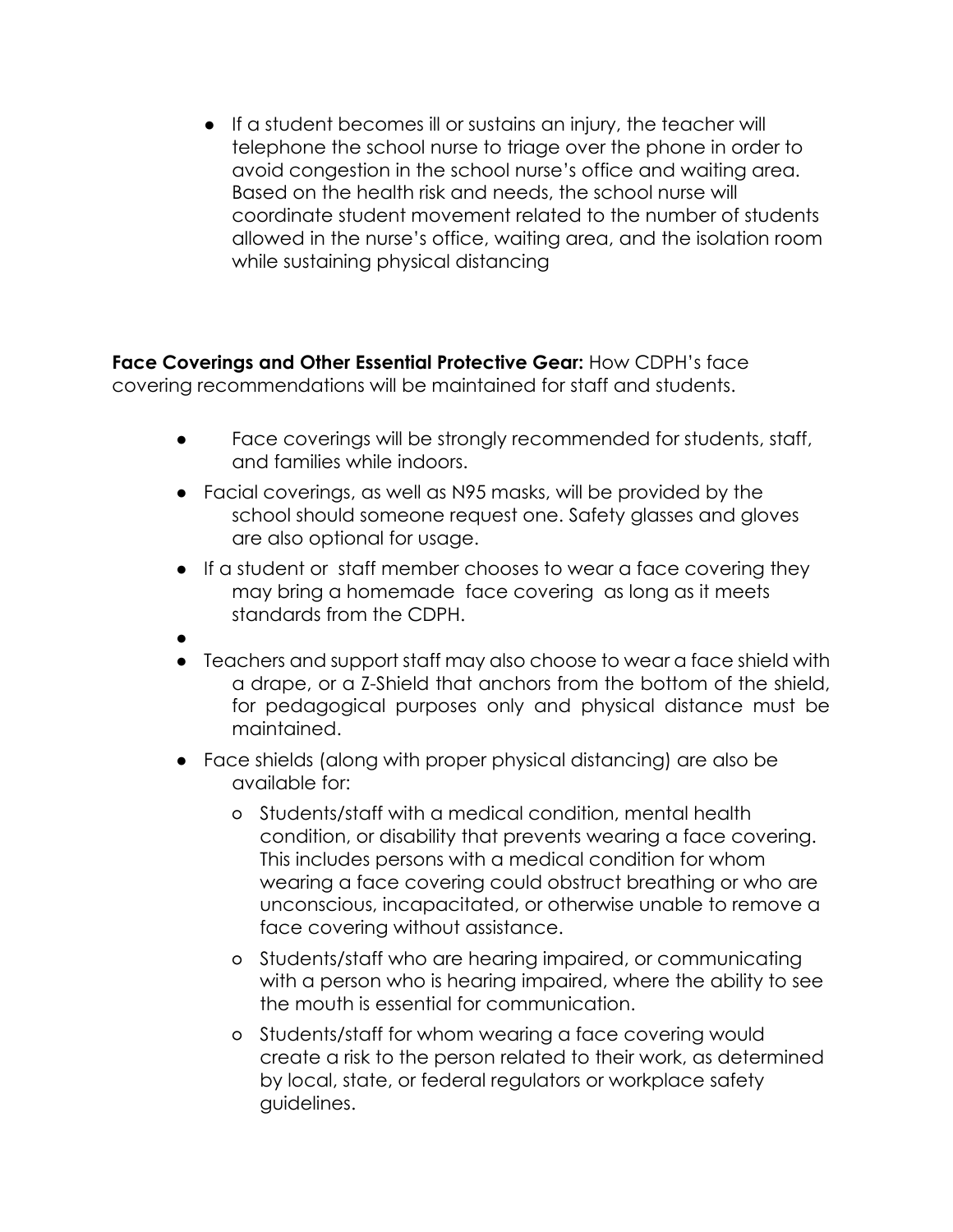- If a student becomes ill or sustains an injury, the teacher will telephone the school nurse to triage over the phone in order to avoid congestion in the school nurse's office and waiting area. Based on the health risk and needs, the school nurse will coordinate student movement related to the number of students allowed in the nurse's office, waiting area, and the isolation room while sustaining physical distancing

**Face Coverings and Other Essential Protective Gear:** How CDPH's face covering recommendations will be maintained for staff and students.

- Face coverings will be strongly recommended for students, staff, and families while indoors.
- Facial coverings, as well as N95 masks, will be provided by the school should someone request one. Safety glasses and gloves are also optional for usage.
- If a student or staff member chooses to wear a face covering they may bring a homemade face covering as long as it meets standards from the CDPH.
- 
- Teachers and support staff may also choose to wear a face shield with a drape, or a Z-Shield that anchors from the bottom of the shield, for pedagogical purposes only and physical distance must be maintained.
- Face shields (along with proper physical distancing) are also be available for:
  - Students/staff with a medical condition, mental health condition, or disability that prevents wearing a face covering. This includes persons with a medical condition for whom wearing a face covering could obstruct breathing or who are unconscious, incapacitated, or otherwise unable to remove a face covering without assistance.
  - Students/staff who are hearing impaired, or communicating with a person who is hearing impaired, where the ability to see the mouth is essential for communication.
  - Students/staff for whom wearing a face covering would create a risk to the person related to their work, as determined by local, state, or federal regulators or workplace safety guidelines.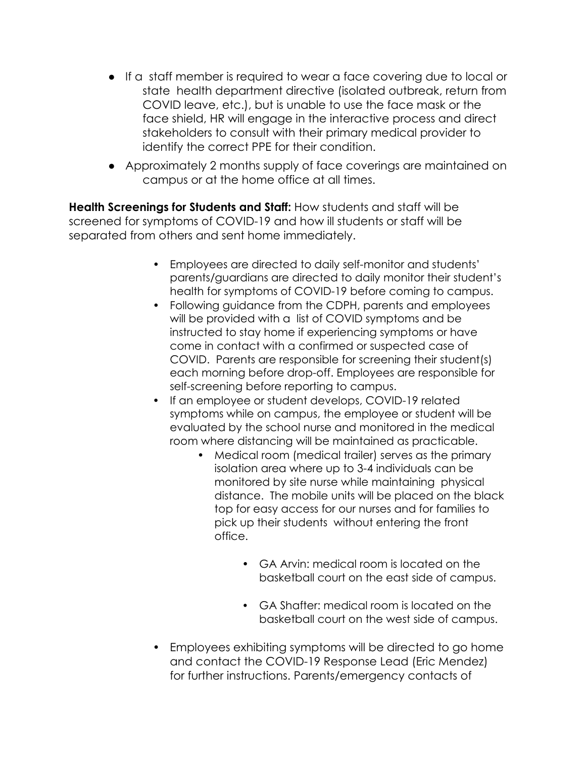- If a staff member is required to wear a face covering due to local or state health department directive (isolated outbreak, return from COVID leave, etc.), but is unable to use the face mask or the face shield, HR will engage in the interactive process and direct stakeholders to consult with their primary medical provider to identify the correct PPE for their condition.
- Approximately 2 months supply of face coverings are maintained on campus or at the home office at all times.

**Health Screenings for Students and Staff:** How students and staff will be screened for symptoms of COVID-19 and how ill students or staff will be separated from others and sent home immediately.

- Employees are directed to daily self-monitor and students' parents/guardians are directed to daily monitor their student's health for symptoms of COVID-19 before coming to campus.
- Following guidance from the CDPH, parents and employees will be provided with a list of COVID symptoms and be instructed to stay home if experiencing symptoms or have come in contact with a confirmed or suspected case of COVID. Parents are responsible for screening their student(s) each morning before drop-off. Employees are responsible for self-screening before reporting to campus.
- If an employee or student develops, COVID-19 related symptoms while on campus, the employee or student will be evaluated by the school nurse and monitored in the medical room where distancing will be maintained as practicable.
  - Medical room (medical trailer) serves as the primary isolation area where up to 3-4 individuals can be monitored by site nurse while maintaining physical distance. The mobile units will be placed on the black top for easy access for our nurses and for families to pick up their students without entering the front office.
    - GA Arvin: medical room is located on the basketball court on the east side of campus.
    - GA Shafter: medical room is located on the basketball court on the west side of campus.
- Employees exhibiting symptoms will be directed to go home and contact the COVID-19 Response Lead (Eric Mendez) for further instructions. Parents/emergency contacts of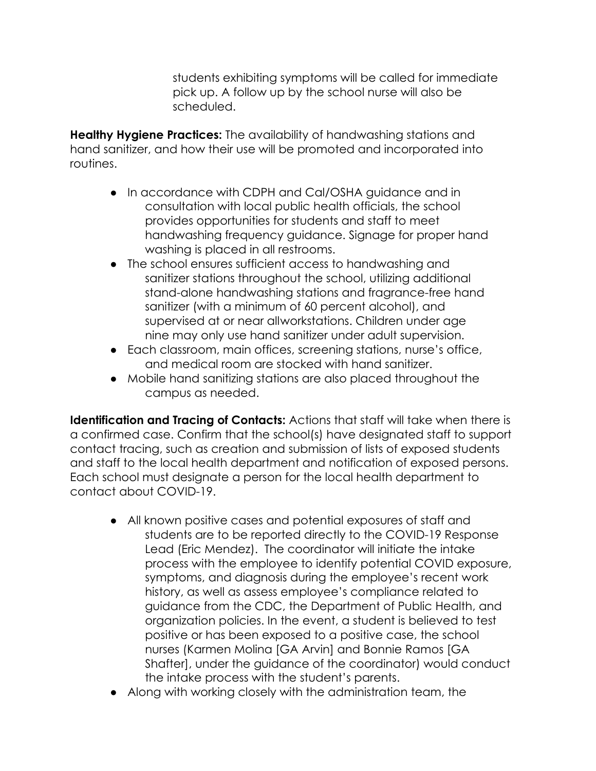students exhibiting symptoms will be called for immediate pick up. A follow up by the school nurse will also be scheduled.

**Healthy Hygiene Practices:** The availability of handwashing stations and hand sanitizer, and how their use will be promoted and incorporated into routines.

- In accordance with CDPH and Cal/OSHA guidance and in consultation with local public health officials, the school provides opportunities for students and staff to meet handwashing frequency guidance. Signage for proper hand washing is placed in all restrooms.
- The school ensures sufficient access to handwashing and sanitizer stations throughout the school, utilizing additional stand-alone handwashing stations and fragrance-free hand sanitizer (with a minimum of 60 percent alcohol), and supervised at or near allworkstations. Children under age nine may only use hand sanitizer under adult supervision.
- Each classroom, main offices, screening stations, nurse's office, and medical room are stocked with hand sanitizer.
- Mobile hand sanitizing stations are also placed throughout the campus as needed.

**Identification and Tracing of Contacts:** Actions that staff will take when there is a confirmed case. Confirm that the school(s) have designated staff to support contact tracing, such as creation and submission of lists of exposed students and staff to the local health department and notification of exposed persons. Each school must designate a person for the local health department to contact about COVID-19.

- All known positive cases and potential exposures of staff and students are to be reported directly to the COVID-19 Response Lead (Eric Mendez). The coordinator will initiate the intake process with the employee to identify potential COVID exposure, symptoms, and diagnosis during the employee's recent work history, as well as assess employee's compliance related to guidance from the CDC, the Department of Public Health, and organization policies. In the event, a student is believed to test positive or has been exposed to a positive case, the school nurses (Karmen Molina [GA Arvin] and Bonnie Ramos [GA Shafter], under the guidance of the coordinator) would conduct the intake process with the student's parents.
- Along with working closely with the administration team, the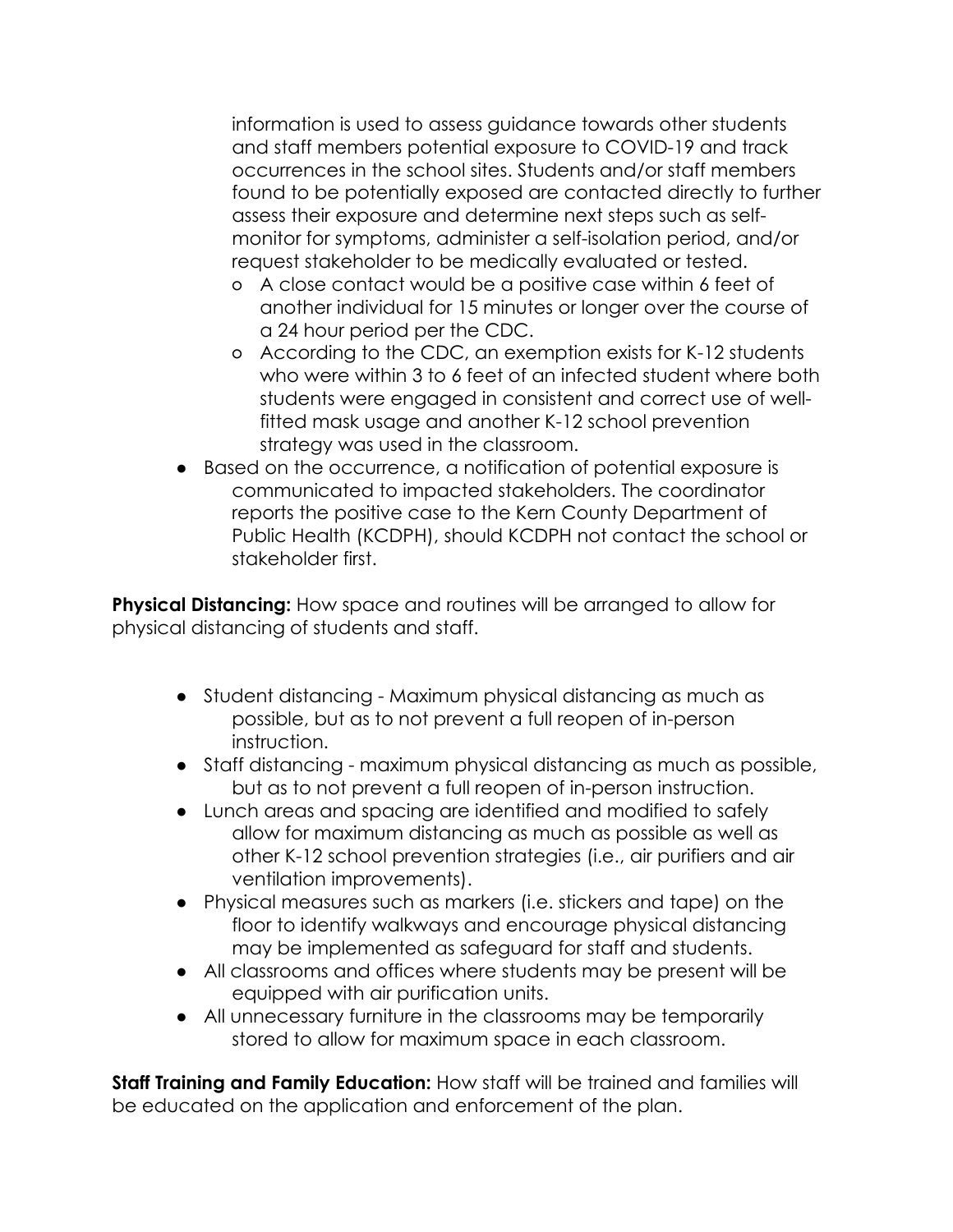information is used to assess guidance towards other students and staff members potential exposure to COVID-19 and track occurrences in the school sites. Students and/or staff members found to be potentially exposed are contacted directly to further assess their exposure and determine next steps such as self-monitor for symptoms, administer a self-isolation period, and/or request stakeholder to be medically evaluated or tested.

  - A close contact would be a positive case within 6 feet of another individual for 15 minutes or longer over the course of a 24 hour period per the CDC.
  - According to the CDC, an exemption exists for K-12 students who were within 3 to 6 feet of an infected student where both students were engaged in consistent and correct use of well-fitted mask usage and another K-12 school prevention strategy was used in the classroom.

- Based on the occurrence, a notification of potential exposure is communicated to impacted stakeholders. The coordinator reports the positive case to the Kern County Department of Public Health (KCDPH), should KCDPH not contact the school or stakeholder first.

**Physical Distancing:** How space and routines will be arranged to allow for physical distancing of students and staff.

- Student distancing - Maximum physical distancing as much as possible, but as to not prevent a full reopen of in-person instruction.
- Staff distancing - maximum physical distancing as much as possible, but as to not prevent a full reopen of in-person instruction.
- Lunch areas and spacing are identified and modified to safely allow for maximum distancing as much as possible as well as other K-12 school prevention strategies (i.e., air purifiers and air ventilation improvements).
- Physical measures such as markers (i.e. stickers and tape) on the floor to identify walkways and encourage physical distancing may be implemented as safeguard for staff and students.
- All classrooms and offices where students may be present will be equipped with air purification units.
- All unnecessary furniture in the classrooms may be temporarily stored to allow for maximum space in each classroom.

**Staff Training and Family Education:** How staff will be trained and families will be educated on the application and enforcement of the plan.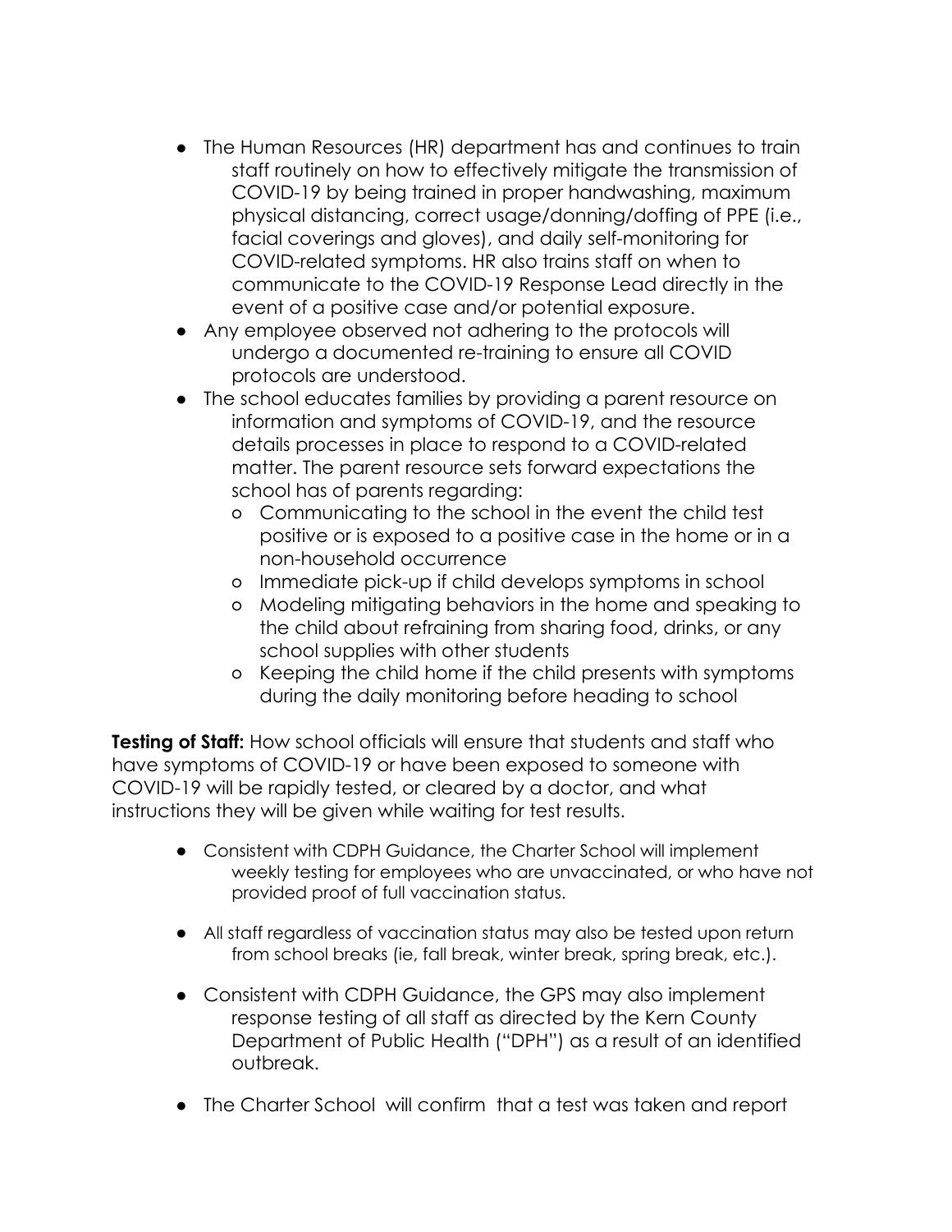- The Human Resources (HR) department has and continues to train staff routinely on how to effectively mitigate the transmission of COVID-19 by being trained in proper handwashing, maximum physical distancing, correct usage/donning/doffing of PPE (i.e., facial coverings and gloves), and daily self-monitoring for COVID-related symptoms. HR also trains staff on when to communicate to the COVID-19 Response Lead directly in the event of a positive case and/or potential exposure.
- Any employee observed not adhering to the protocols will undergo a documented re-training to ensure all COVID protocols are understood.
- The school educates families by providing a parent resource on information and symptoms of COVID-19, and the resource details processes in place to respond to a COVID-related matter. The parent resource sets forward expectations the school has of parents regarding:
  - Communicating to the school in the event the child test positive or is exposed to a positive case in the home or in a non-household occurrence
  - Immediate pick-up if child develops symptoms in school
  - Modeling mitigating behaviors in the home and speaking to the child about refraining from sharing food, drinks, or any school supplies with other students
  - Keeping the child home if the child presents with symptoms during the daily monitoring before heading to school

**Testing of Staff:** How school officials will ensure that students and staff who have symptoms of COVID-19 or have been exposed to someone with COVID-19 will be rapidly tested, or cleared by a doctor, and what instructions they will be given while waiting for test results.

- Consistent with CDPH Guidance, the Charter School will implement weekly testing for employees who are unvaccinated, or who have not provided proof of full vaccination status.
- All staff regardless of vaccination status may also be tested upon return from school breaks (ie, fall break, winter break, spring break, etc.).
- Consistent with CDPH Guidance, the GPS may also implement response testing of all staff as directed by the Kern County Department of Public Health ("DPH") as a result of an identified outbreak.
- The Charter School will confirm that a test was taken and report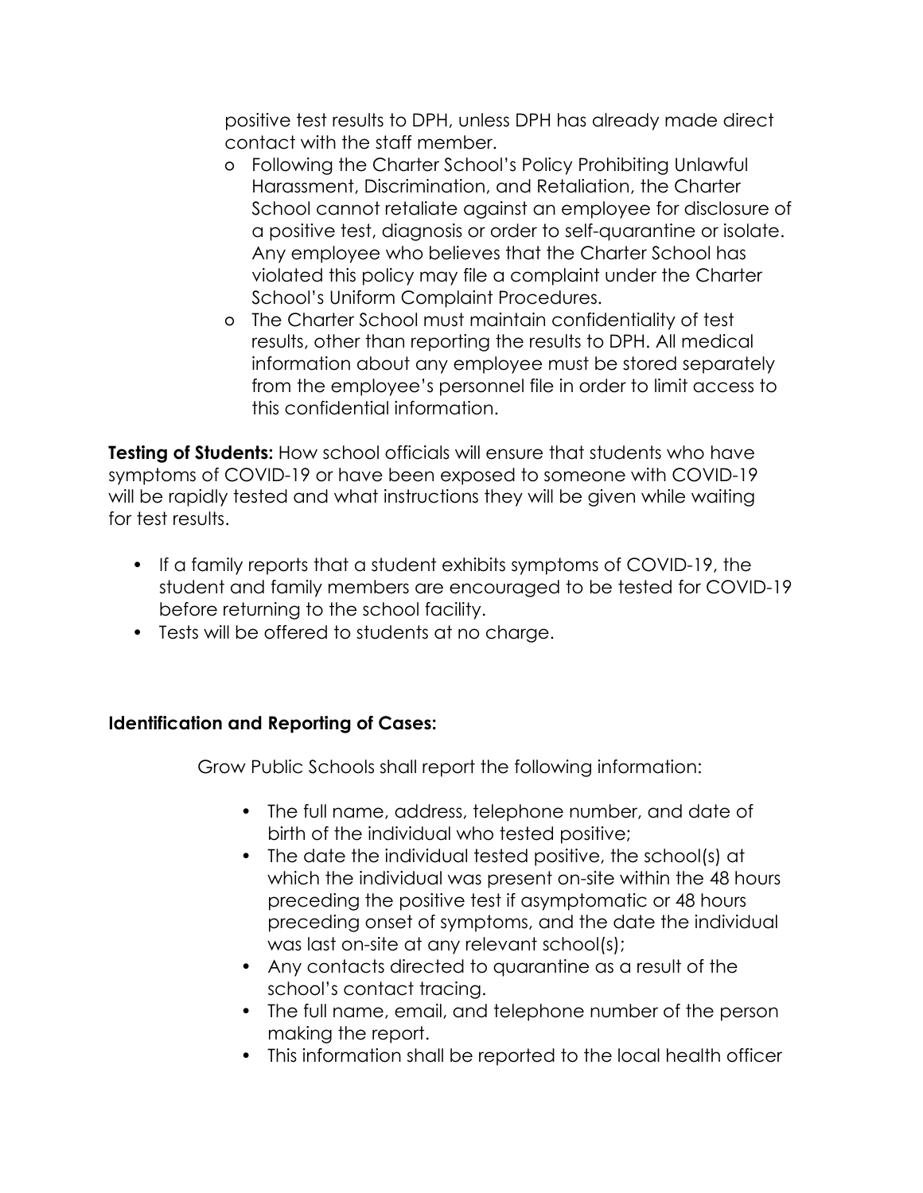positive test results to DPH, unless DPH has already made direct contact with the staff member.

- o Following the Charter School's Policy Prohibiting Unlawful Harassment, Discrimination, and Retaliation, the Charter School cannot retaliate against an employee for disclosure of a positive test, diagnosis or order to self-quarantine or isolate. Any employee who believes that the Charter School has violated this policy may file a complaint under the Charter School's Uniform Complaint Procedures.
- o The Charter School must maintain confidentiality of test results, other than reporting the results to DPH. All medical information about any employee must be stored separately from the employee's personnel file in order to limit access to this confidential information.

**Testing of Students:** How school officials will ensure that students who have symptoms of COVID-19 or have been exposed to someone with COVID-19 will be rapidly tested and what instructions they will be given while waiting for test results.

- If a family reports that a student exhibits symptoms of COVID-19, the student and family members are encouraged to be tested for COVID-19 before returning to the school facility.
- Tests will be offered to students at no charge.

**Identification and Reporting of Cases:**

Grow Public Schools shall report the following information:

- The full name, address, telephone number, and date of birth of the individual who tested positive;
- The date the individual tested positive, the school(s) at which the individual was present on-site within the 48 hours preceding the positive test if asymptomatic or 48 hours preceding onset of symptoms, and the date the individual was last on-site at any relevant school(s);
- Any contacts directed to quarantine as a result of the school's contact tracing.
- The full name, email, and telephone number of the person making the report.
- This information shall be reported to the local health officer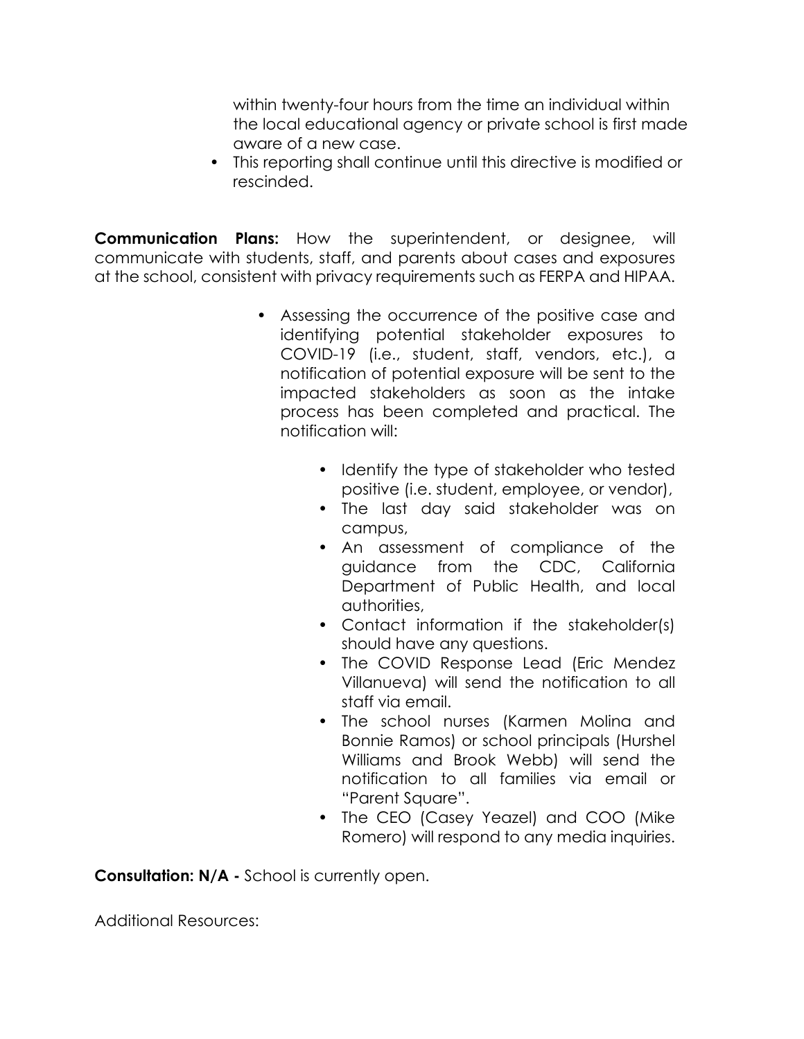within twenty-four hours from the time an individual within the local educational agency or private school is first made aware of a new case.

- This reporting shall continue until this directive is modified or rescinded.

**Communication Plans:** How the superintendent, or designee, will communicate with students, staff, and parents about cases and exposures at the school, consistent with privacy requirements such as FERPA and HIPAA.

- Assessing the occurrence of the positive case and identifying potential stakeholder exposures to COVID-19 (i.e., student, staff, vendors, etc.), a notification of potential exposure will be sent to the impacted stakeholders as soon as the intake process has been completed and practical. The notification will:
  - Identify the type of stakeholder who tested positive (i.e. student, employee, or vendor),
  - The last day said stakeholder was on campus,
  - An assessment of compliance of the guidance from the CDC, California Department of Public Health, and local authorities,
  - Contact information if the stakeholder(s) should have any questions.
  - The COVID Response Lead (Eric Mendez Villanueva) will send the notification to all staff via email.
  - The school nurses (Karmen Molina and Bonnie Ramos) or school principals (Hurshel Williams and Brook Webb) will send the notification to all families via email or "Parent Square".
  - The CEO (Casey Yeazel) and COO (Mike Romero) will respond to any media inquiries.

**Consultation: N/A -** School is currently open.

Additional Resources: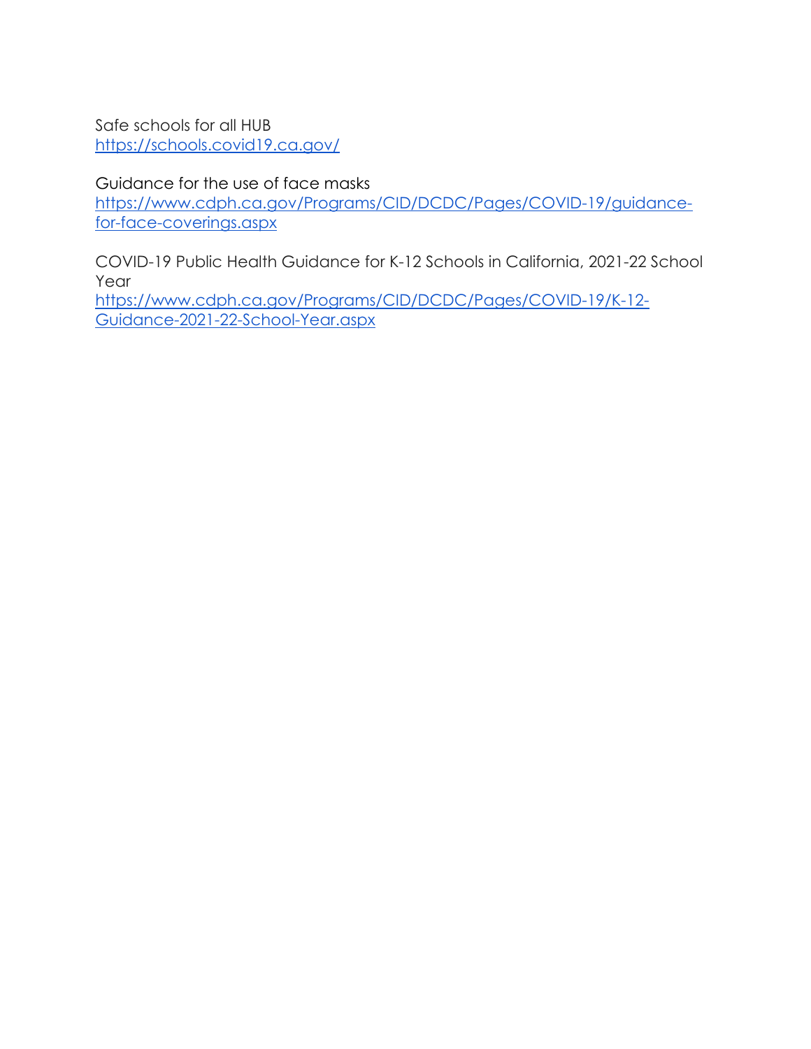Safe schools for all HUB
https://schools.covid19.ca.gov/

Guidance for the use of face masks
https://www.cdph.ca.gov/Programs/CID/DCDC/Pages/COVID-19/guidance-for-face-coverings.aspx

COVID-19 Public Health Guidance for K-12 Schools in California, 2021-22 School Year
https://www.cdph.ca.gov/Programs/CID/DCDC/Pages/COVID-19/K-12-Guidance-2021-22-School-Year.aspx